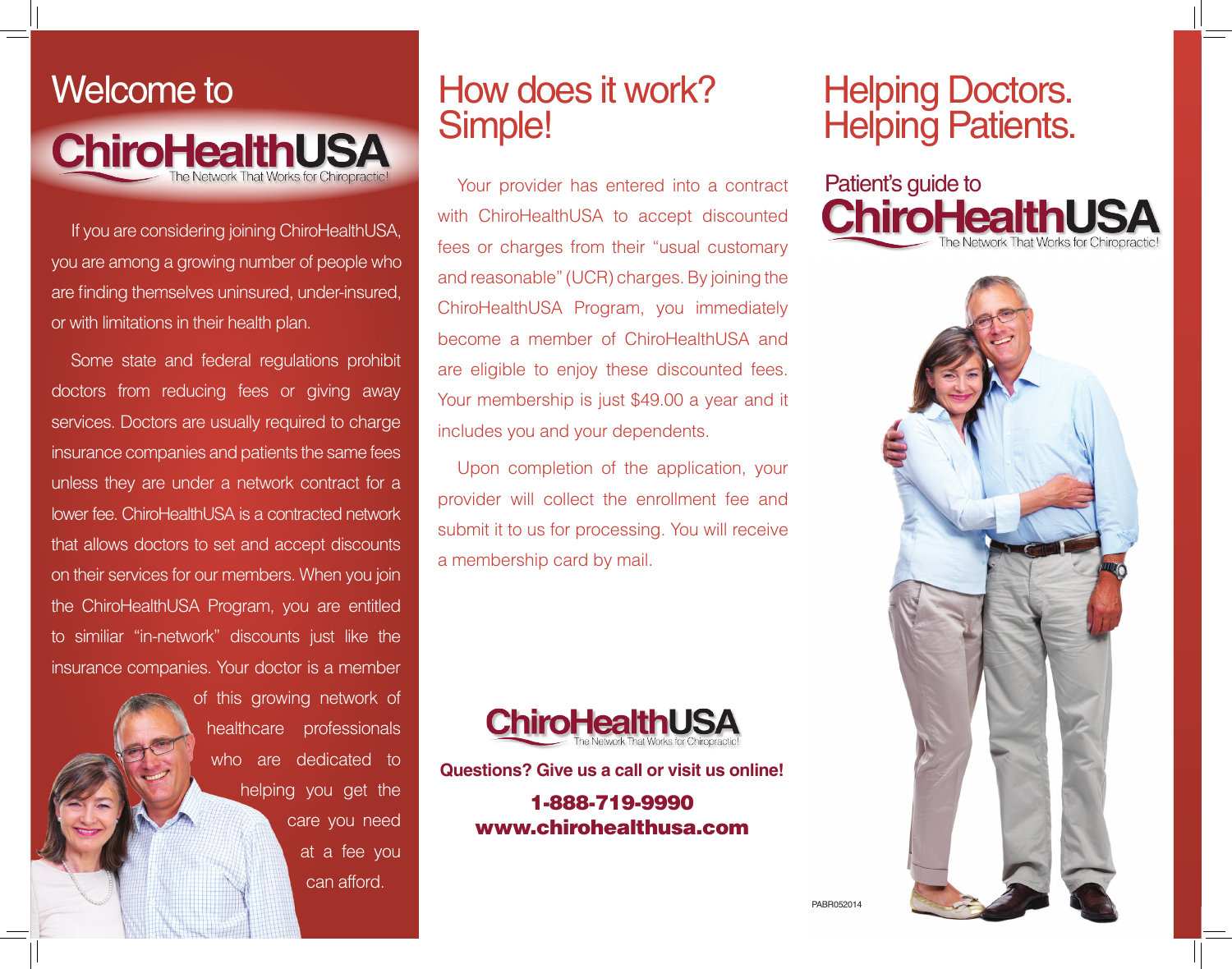# Welcome to ChiroHealthUSA

The Network That Works for Chiropractic!

If you are considering joining ChiroHealthUSA, you are among a growing number of people who are finding themselves uninsured, under-insured, or with limitations in their health plan.

Some state and federal regulations prohibit doctors from reducing fees or giving away services. Doctors are usually required to charge insurance companies and patients the same fees unless they are under a network contract for a lower fee. ChiroHealthUSA is a contracted network that allows doctors to set and accept discounts on their services for our members. When you join the ChiroHealthUSA Program, you are entitled to similiar "in-network" discounts just like the insurance companies. Your doctor is a member of this growing network of healthcare professionals who are dedicated to helping you get the care you need at a fee you can afford.

# How does it work? Simple!

Your provider has entered into a contract with ChiroHealthUSA to accept discounted fees or charges from their "usual customary and reasonable" (UCR) charges. By joining the ChiroHealthUSA Program, you immediately become a member of ChiroHealthUSA and are eligible to enjoy these discounted fees. Your membership is just $49.00 a year and it includes you and your dependents.

Upon completion of the application, your provider will collect the enrollment fee and submit it to us for processing. You will receive a membership card by mail.

ChiroHealthUSA

The Network That Works for Chiropractic!

**Questions? Give us a call or visit us online!**

**1-888-719-9990**
**www.chirohealthusa.com**

# Helping Doctors. Helping Patients.

## Patient's guide to ChiroHealthUSA

The Network That Works for Chiropractic!

PABR052014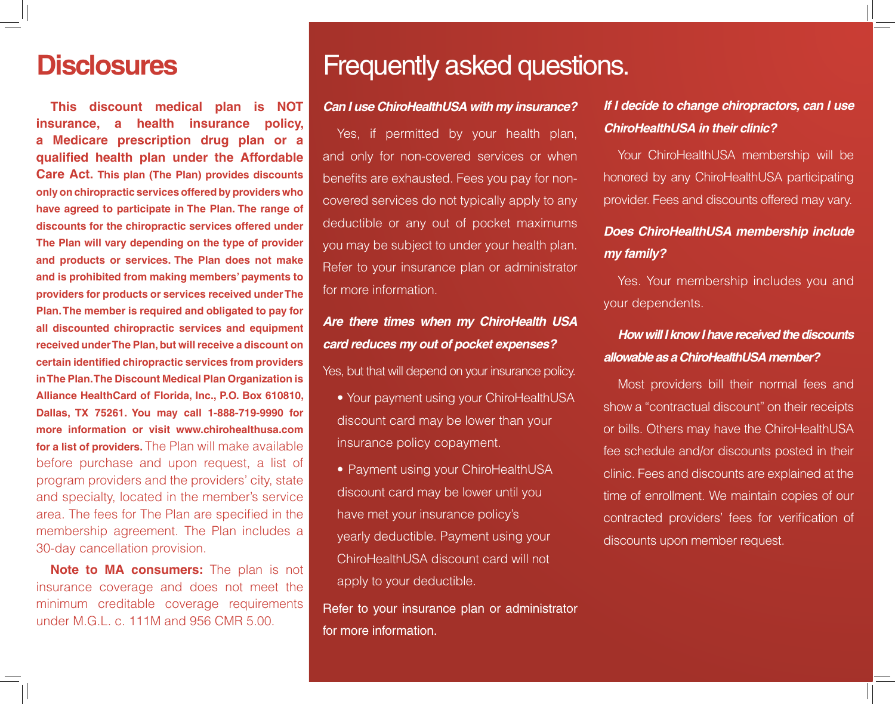# Disclosures

**This discount medical plan is NOT insurance, a health insurance policy, a Medicare prescription drug plan or a qualified health plan under the Affordable Care Act. This plan (The Plan) provides discounts only on chiropractic services offered by providers who have agreed to participate in The Plan. The range of discounts for the chiropractic services offered under The Plan will vary depending on the type of provider and products or services. The Plan does not make and is prohibited from making members' payments to providers for products or services received under The Plan. The member is required and obligated to pay for all discounted chiropractic services and equipment received under The Plan, but will receive a discount on certain identified chiropractic services from providers in The Plan. The Discount Medical Plan Organization is Alliance HealthCard of Florida, Inc., P.O. Box 610810, Dallas, TX 75261. You may call 1-888-719-9990 for more information or visit www.chirohealthusa.com for a list of providers.** The Plan will make available before purchase and upon request, a list of program providers and the providers' city, state and specialty, located in the member's service area. The fees for The Plan are specified in the membership agreement. The Plan includes a 30-day cancellation provision.

**Note to MA consumers:** The plan is not insurance coverage and does not meet the minimum creditable coverage requirements under M.G.L. c. 111M and 956 CMR 5.00.

# Frequently asked questions.

***Can I use ChiroHealthUSA with my insurance?***

Yes, if permitted by your health plan, and only for non-covered services or when benefits are exhausted. Fees you pay for non-covered services do not typically apply to any deductible or any out of pocket maximums you may be subject to under your health plan. Refer to your insurance plan or administrator for more information.

***Are there times when my ChiroHealth USA card reduces my out of pocket expenses?***

Yes, but that will depend on your insurance policy.

- Your payment using your ChiroHealthUSA discount card may be lower than your insurance policy copayment.
- Payment using your ChiroHealthUSA discount card may be lower until you have met your insurance policy's yearly deductible. Payment using your ChiroHealthUSA discount card will not apply to your deductible.

Refer to your insurance plan or administrator for more information.

***If I decide to change chiropractors, can I use ChiroHealthUSA in their clinic?***

Your ChiroHealthUSA membership will be honored by any ChiroHealthUSA participating provider. Fees and discounts offered may vary.

***Does ChiroHealthUSA membership include my family?***

Yes. Your membership includes you and your dependents.

***How will I know I have received the discounts allowable as a ChiroHealthUSA member?***

Most providers bill their normal fees and show a "contractual discount" on their receipts or bills. Others may have the ChiroHealthUSA fee schedule and/or discounts posted in their clinic. Fees and discounts are explained at the time of enrollment. We maintain copies of our contracted providers' fees for verification of discounts upon member request.